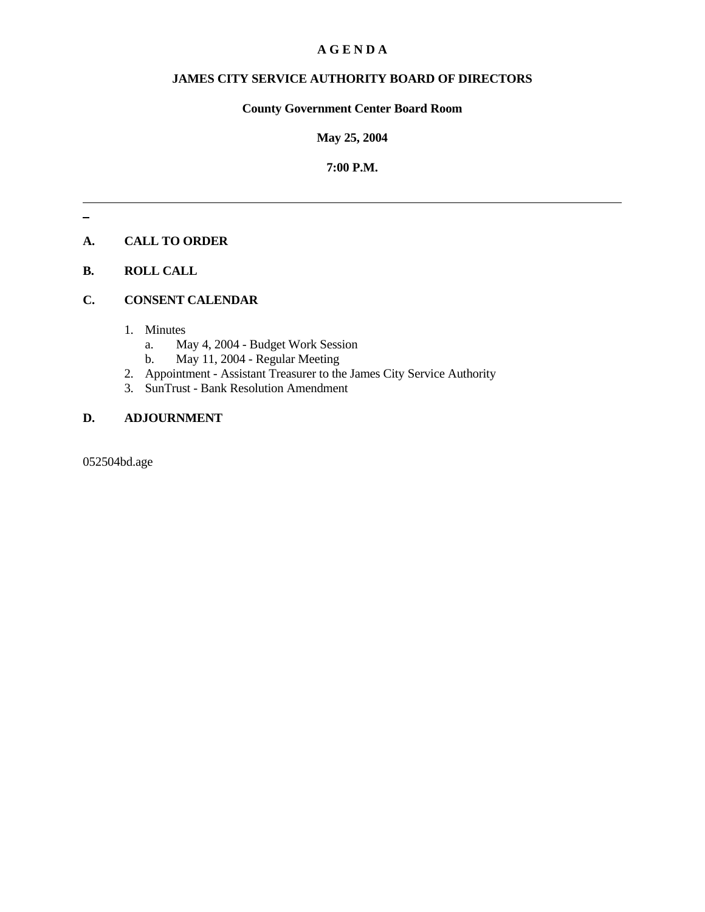# A G E N D A

## JAMES CITY SERVICE AUTHORITY BOARD OF DIRECTORS

### County Government Center Board Room

### May 25, 2004

### 7:00 P.M.

---

**A. CALL TO ORDER**

**B. ROLL CALL**

**C. CONSENT CALENDAR**

1. Minutes
   a. May 4, 2004 - Budget Work Session
   b. May 11, 2004 - Regular Meeting
2. Appointment - Assistant Treasurer to the James City Service Authority
3. SunTrust - Bank Resolution Amendment

**D. ADJOURNMENT**

052504bd.age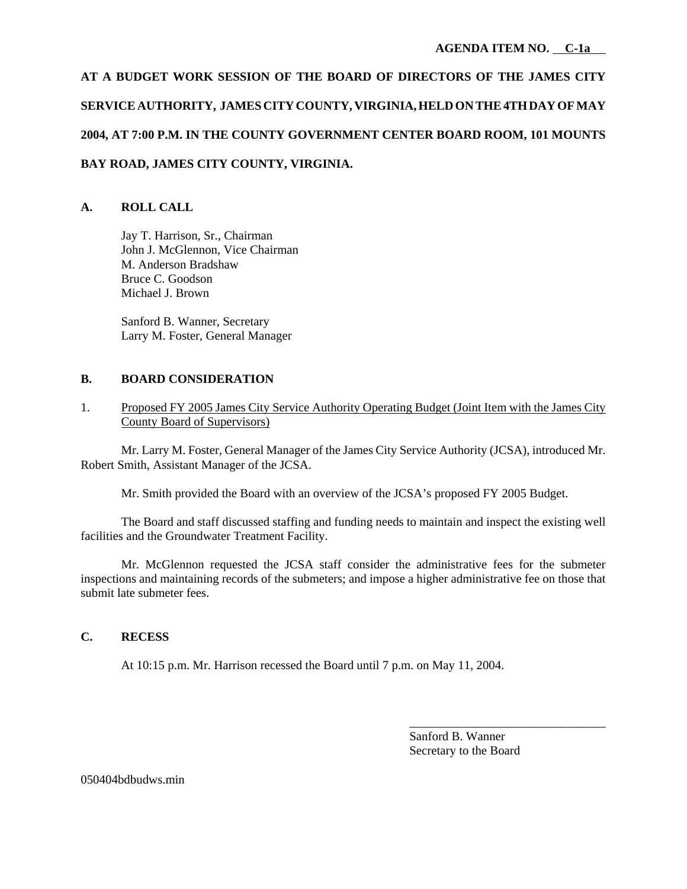**AGENDA ITEM NO. C-1a**

**AT A BUDGET WORK SESSION OF THE BOARD OF DIRECTORS OF THE JAMES CITY SERVICE AUTHORITY, JAMES CITY COUNTY, VIRGINIA, HELD ON THE 4TH DAY OF MAY 2004, AT 7:00 P.M. IN THE COUNTY GOVERNMENT CENTER BOARD ROOM, 101 MOUNTS BAY ROAD, JAMES CITY COUNTY, VIRGINIA.**

## A. ROLL CALL

Jay T. Harrison, Sr., Chairman
John J. McGlennon, Vice Chairman
M. Anderson Bradshaw
Bruce C. Goodson
Michael J. Brown

Sanford B. Wanner, Secretary
Larry M. Foster, General Manager

## B. BOARD CONSIDERATION

1. Proposed FY 2005 James City Service Authority Operating Budget (Joint Item with the James City County Board of Supervisors)

Mr. Larry M. Foster, General Manager of the James City Service Authority (JCSA), introduced Mr. Robert Smith, Assistant Manager of the JCSA.

Mr. Smith provided the Board with an overview of the JCSA's proposed FY 2005 Budget.

The Board and staff discussed staffing and funding needs to maintain and inspect the existing well facilities and the Groundwater Treatment Facility.

Mr. McGlennon requested the JCSA staff consider the administrative fees for the submeter inspections and maintaining records of the submeters; and impose a higher administrative fee on those that submit late submeter fees.

## C. RECESS

At 10:15 p.m. Mr. Harrison recessed the Board until 7 p.m. on May 11, 2004.

________________________________
Sanford B. Wanner
Secretary to the Board

050404bdbudws.min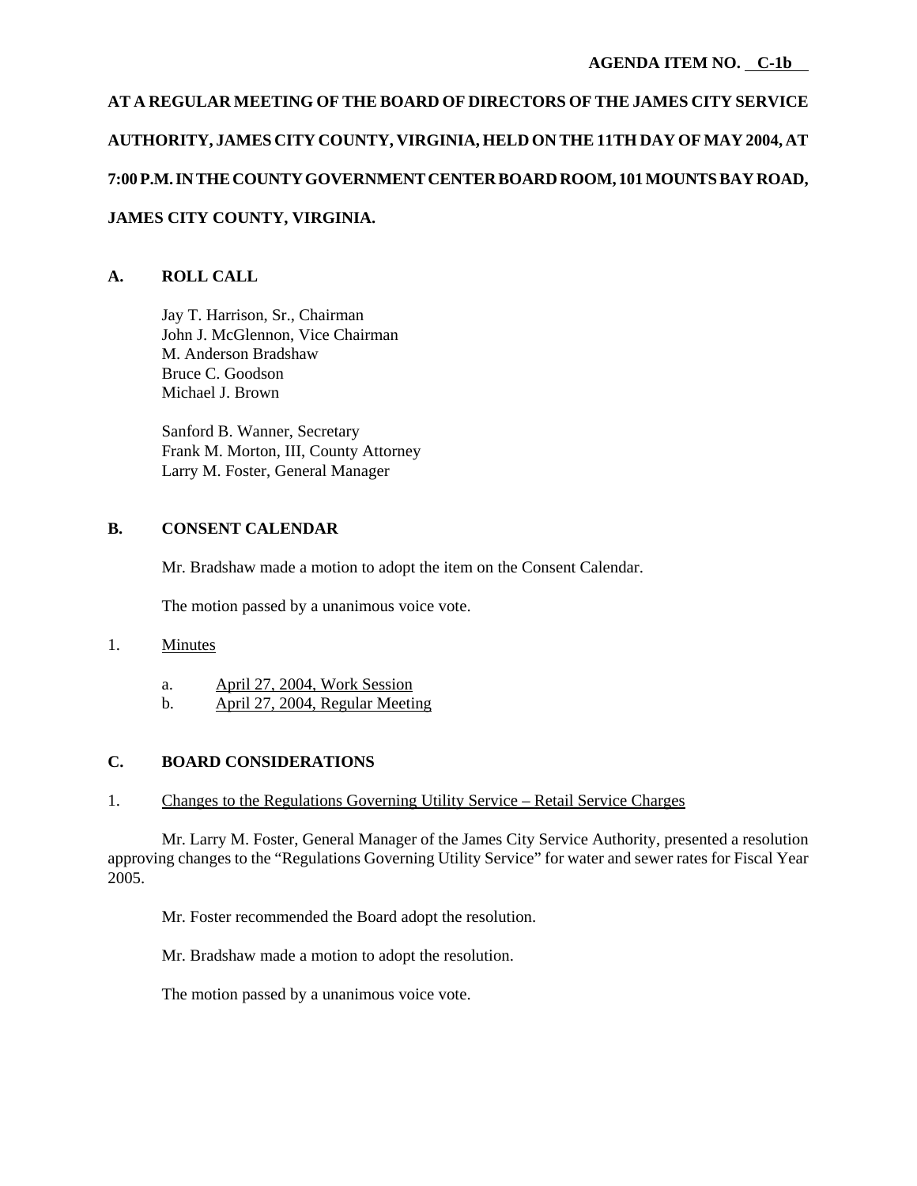**AGENDA ITEM NO. C-1b**

**AT A REGULAR MEETING OF THE BOARD OF DIRECTORS OF THE JAMES CITY SERVICE AUTHORITY, JAMES CITY COUNTY, VIRGINIA, HELD ON THE 11TH DAY OF MAY 2004, AT 7:00 P.M. IN THE COUNTY GOVERNMENT CENTER BOARD ROOM, 101 MOUNTS BAY ROAD, JAMES CITY COUNTY, VIRGINIA.**

## A. ROLL CALL

Jay T. Harrison, Sr., Chairman
John J. McGlennon, Vice Chairman
M. Anderson Bradshaw
Bruce C. Goodson
Michael J. Brown

Sanford B. Wanner, Secretary
Frank M. Morton, III, County Attorney
Larry M. Foster, General Manager

## B. CONSENT CALENDAR

Mr. Bradshaw made a motion to adopt the item on the Consent Calendar.

The motion passed by a unanimous voice vote.

1. Minutes

   a. April 27, 2004, Work Session
   b. April 27, 2004, Regular Meeting

## C. BOARD CONSIDERATIONS

1. Changes to the Regulations Governing Utility Service – Retail Service Charges

Mr. Larry M. Foster, General Manager of the James City Service Authority, presented a resolution approving changes to the "Regulations Governing Utility Service" for water and sewer rates for Fiscal Year 2005.

Mr. Foster recommended the Board adopt the resolution.

Mr. Bradshaw made a motion to adopt the resolution.

The motion passed by a unanimous voice vote.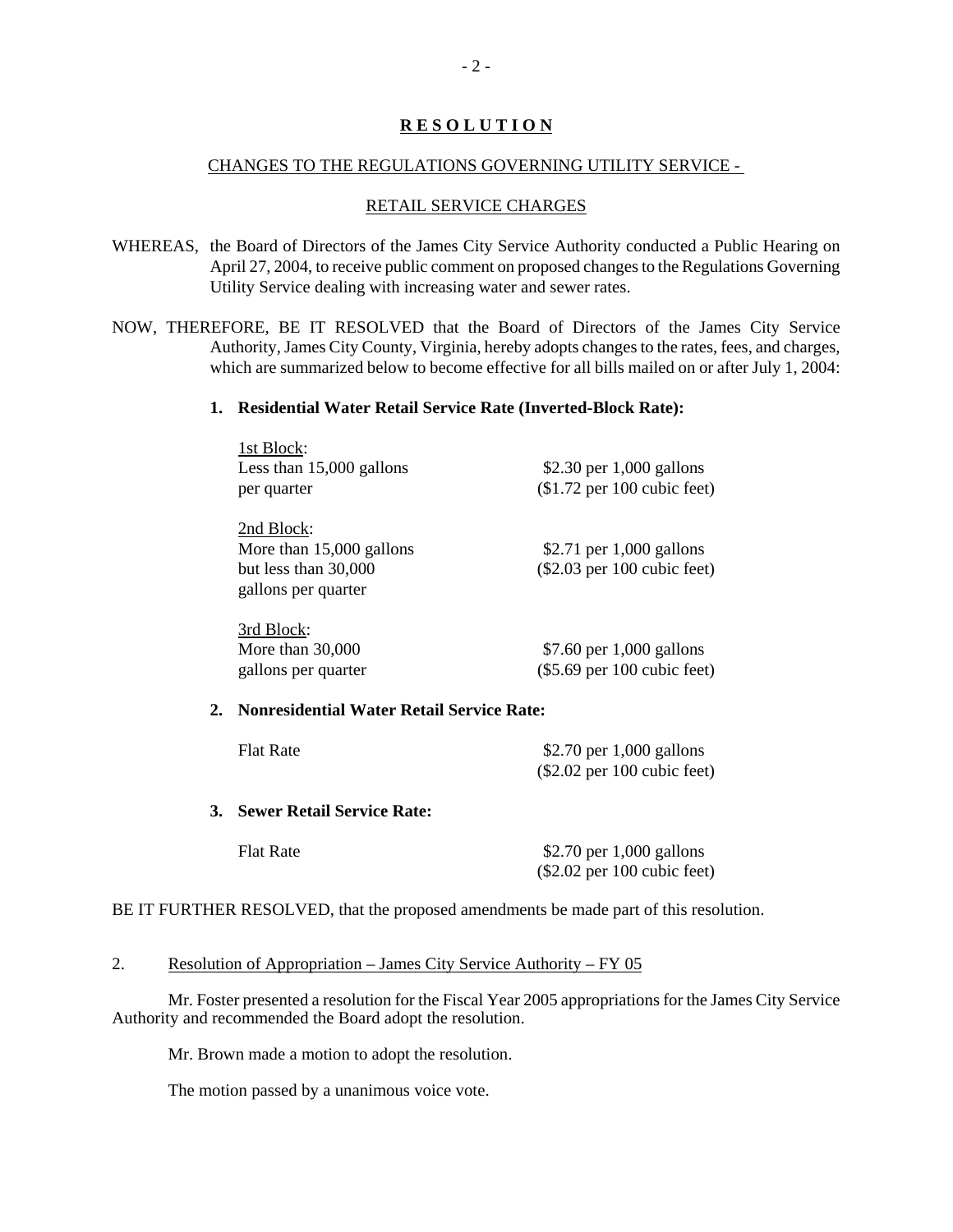## **R E S O L U T I O N**

CHANGES TO THE REGULATIONS GOVERNING UTILITY SERVICE -

RETAIL SERVICE CHARGES

WHEREAS, the Board of Directors of the James City Service Authority conducted a Public Hearing on April 27, 2004, to receive public comment on proposed changes to the Regulations Governing Utility Service dealing with increasing water and sewer rates.

NOW, THEREFORE, BE IT RESOLVED that the Board of Directors of the James City Service Authority, James City County, Virginia, hereby adopts changes to the rates, fees, and charges, which are summarized below to become effective for all bills mailed on or after July 1, 2004:

**1. Residential Water Retail Service Rate (Inverted-Block Rate):**

| | |
|---|---|
| 1st Block: Less than 15,000 gallons per quarter | $2.30 per 1,000 gallons ($1.72 per 100 cubic feet) |
| 2nd Block: More than 15,000 gallons but less than 30,000 gallons per quarter | $2.71 per 1,000 gallons ($2.03 per 100 cubic feet) |
| 3rd Block: More than 30,000 gallons per quarter | $7.60 per 1,000 gallons ($5.69 per 100 cubic feet) |

**2. Nonresidential Water Retail Service Rate:**

| | |
|---|---|
| Flat Rate | $2.70 per 1,000 gallons ($2.02 per 100 cubic feet) |

**3. Sewer Retail Service Rate:**

| | |
|---|---|
| Flat Rate | $2.70 per 1,000 gallons ($2.02 per 100 cubic feet) |

BE IT FURTHER RESOLVED, that the proposed amendments be made part of this resolution.

2. Resolution of Appropriation – James City Service Authority – FY 05

Mr. Foster presented a resolution for the Fiscal Year 2005 appropriations for the James City Service Authority and recommended the Board adopt the resolution.

Mr. Brown made a motion to adopt the resolution.

The motion passed by a unanimous voice vote.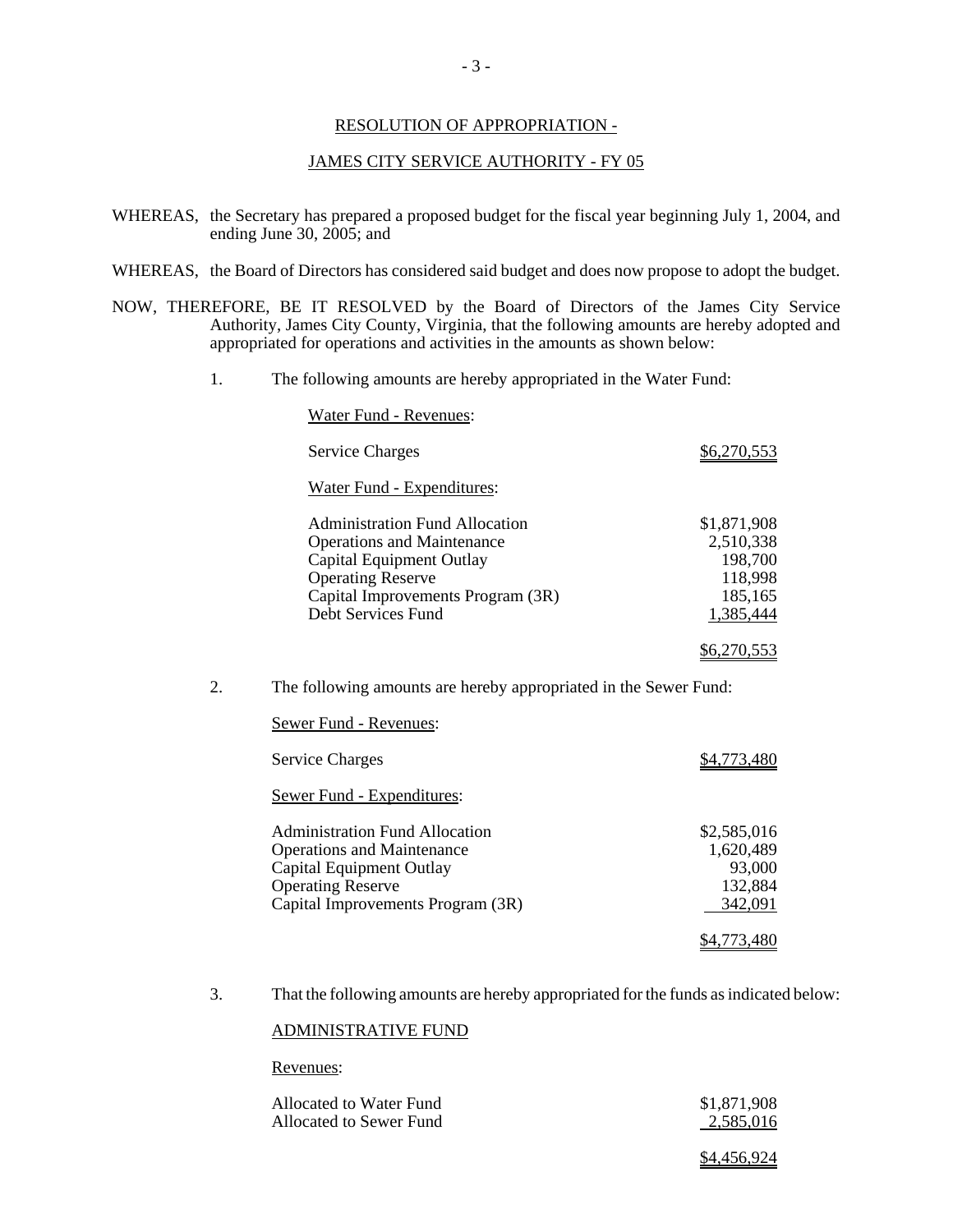## RESOLUTION OF APPROPRIATION -

## JAMES CITY SERVICE AUTHORITY - FY 05

WHEREAS, the Secretary has prepared a proposed budget for the fiscal year beginning July 1, 2004, and ending June 30, 2005; and

WHEREAS, the Board of Directors has considered said budget and does now propose to adopt the budget.

NOW, THEREFORE, BE IT RESOLVED by the Board of Directors of the James City Service Authority, James City County, Virginia, that the following amounts are hereby adopted and appropriated for operations and activities in the amounts as shown below:

1. The following amounts are hereby appropriated in the Water Fund:

| Water Fund - Revenues: | |
|---|---|
| Service Charges | $6,270,553 |
| **Water Fund - Expenditures:** | |
| Administration Fund Allocation | $1,871,908 |
| Operations and Maintenance | 2,510,338 |
| Capital Equipment Outlay | 198,700 |
| Operating Reserve | 118,998 |
| Capital Improvements Program (3R) | 185,165 |
| Debt Services Fund | 1,385,444 |
| | $6,270,553 |

2. The following amounts are hereby appropriated in the Sewer Fund:

| Sewer Fund - Revenues: | |
|---|---|
| Service Charges | $4,773,480 |
| **Sewer Fund - Expenditures:** | |
| Administration Fund Allocation | $2,585,016 |
| Operations and Maintenance | 1,620,489 |
| Capital Equipment Outlay | 93,000 |
| Operating Reserve | 132,884 |
| Capital Improvements Program (3R) | 342,091 |
| | $4,773,480 |

3. That the following amounts are hereby appropriated for the funds as indicated below:

ADMINISTRATIVE FUND

| Revenues: | |
|---|---|
| Allocated to Water Fund | $1,871,908 |
| Allocated to Sewer Fund | 2,585,016 |
| | $4,456,924 |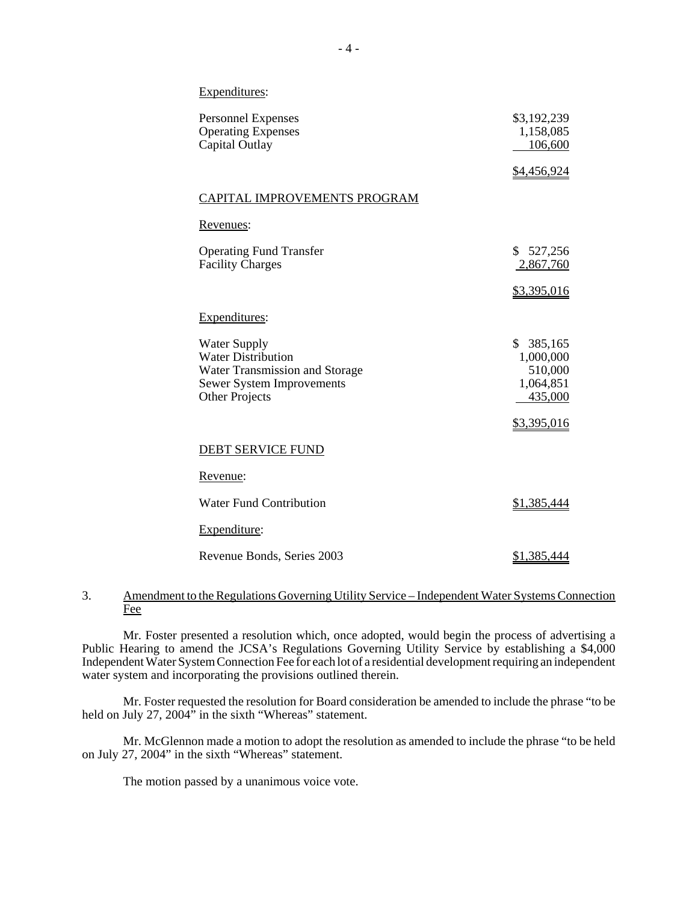Expenditures:

| | |
|---|---|
| Personnel Expenses | \$3,192,239 |
| Operating Expenses | 1,158,085 |
| Capital Outlay | 106,600 |
| | \$4,456,924 |

CAPITAL IMPROVEMENTS PROGRAM

Revenues:

| | |
|---|---|
| Operating Fund Transfer | \$ 527,256 |
| Facility Charges | 2,867,760 |
| | \$3,395,016 |

Expenditures:

| | |
|---|---|
| Water Supply | \$ 385,165 |
| Water Distribution | 1,000,000 |
| Water Transmission and Storage | 510,000 |
| Sewer System Improvements | 1,064,851 |
| Other Projects | 435,000 |
| | \$3,395,016 |

DEBT SERVICE FUND

Revenue:

| | |
|---|---|
| Water Fund Contribution | \$1,385,444 |

Expenditure:

| | |
|---|---|
| Revenue Bonds, Series 2003 | \$1,385,444 |

3. Amendment to the Regulations Governing Utility Service – Independent Water Systems Connection Fee

Mr. Foster presented a resolution which, once adopted, would begin the process of advertising a Public Hearing to amend the JCSA's Regulations Governing Utility Service by establishing a \$4,000 Independent Water System Connection Fee for each lot of a residential development requiring an independent water system and incorporating the provisions outlined therein.

Mr. Foster requested the resolution for Board consideration be amended to include the phrase "to be held on July 27, 2004" in the sixth "Whereas" statement.

Mr. McGlennon made a motion to adopt the resolution as amended to include the phrase "to be held on July 27, 2004" in the sixth "Whereas" statement.

The motion passed by a unanimous voice vote.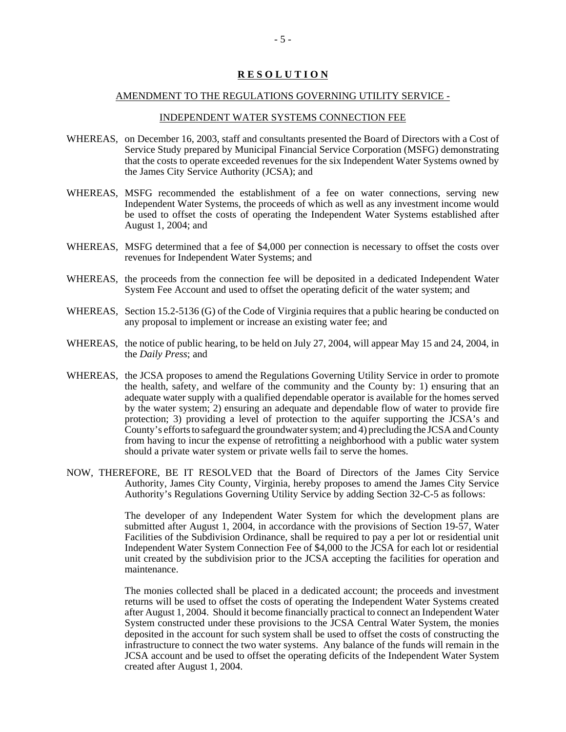**R E S O L U T I O N**

AMENDMENT TO THE REGULATIONS GOVERNING UTILITY SERVICE -

INDEPENDENT WATER SYSTEMS CONNECTION FEE

WHEREAS, on December 16, 2003, staff and consultants presented the Board of Directors with a Cost of Service Study prepared by Municipal Financial Service Corporation (MSFG) demonstrating that the costs to operate exceeded revenues for the six Independent Water Systems owned by the James City Service Authority (JCSA); and

WHEREAS, MSFG recommended the establishment of a fee on water connections, serving new Independent Water Systems, the proceeds of which as well as any investment income would be used to offset the costs of operating the Independent Water Systems established after August 1, 2004; and

WHEREAS, MSFG determined that a fee of $4,000 per connection is necessary to offset the costs over revenues for Independent Water Systems; and

WHEREAS, the proceeds from the connection fee will be deposited in a dedicated Independent Water System Fee Account and used to offset the operating deficit of the water system; and

WHEREAS, Section 15.2-5136 (G) of the Code of Virginia requires that a public hearing be conducted on any proposal to implement or increase an existing water fee; and

WHEREAS, the notice of public hearing, to be held on July 27, 2004, will appear May 15 and 24, 2004, in the *Daily Press*; and

WHEREAS, the JCSA proposes to amend the Regulations Governing Utility Service in order to promote the health, safety, and welfare of the community and the County by: 1) ensuring that an adequate water supply with a qualified dependable operator is available for the homes served by the water system; 2) ensuring an adequate and dependable flow of water to provide fire protection; 3) providing a level of protection to the aquifer supporting the JCSA's and County's efforts to safeguard the groundwater system; and 4) precluding the JCSA and County from having to incur the expense of retrofitting a neighborhood with a public water system should a private water system or private wells fail to serve the homes.

NOW, THEREFORE, BE IT RESOLVED that the Board of Directors of the James City Service Authority, James City County, Virginia, hereby proposes to amend the James City Service Authority's Regulations Governing Utility Service by adding Section 32-C-5 as follows:

The developer of any Independent Water System for which the development plans are submitted after August 1, 2004, in accordance with the provisions of Section 19-57, Water Facilities of the Subdivision Ordinance, shall be required to pay a per lot or residential unit Independent Water System Connection Fee of $4,000 to the JCSA for each lot or residential unit created by the subdivision prior to the JCSA accepting the facilities for operation and maintenance.

The monies collected shall be placed in a dedicated account; the proceeds and investment returns will be used to offset the costs of operating the Independent Water Systems created after August 1, 2004. Should it become financially practical to connect an Independent Water System constructed under these provisions to the JCSA Central Water System, the monies deposited in the account for such system shall be used to offset the costs of constructing the infrastructure to connect the two water systems. Any balance of the funds will remain in the JCSA account and be used to offset the operating deficits of the Independent Water System created after August 1, 2004.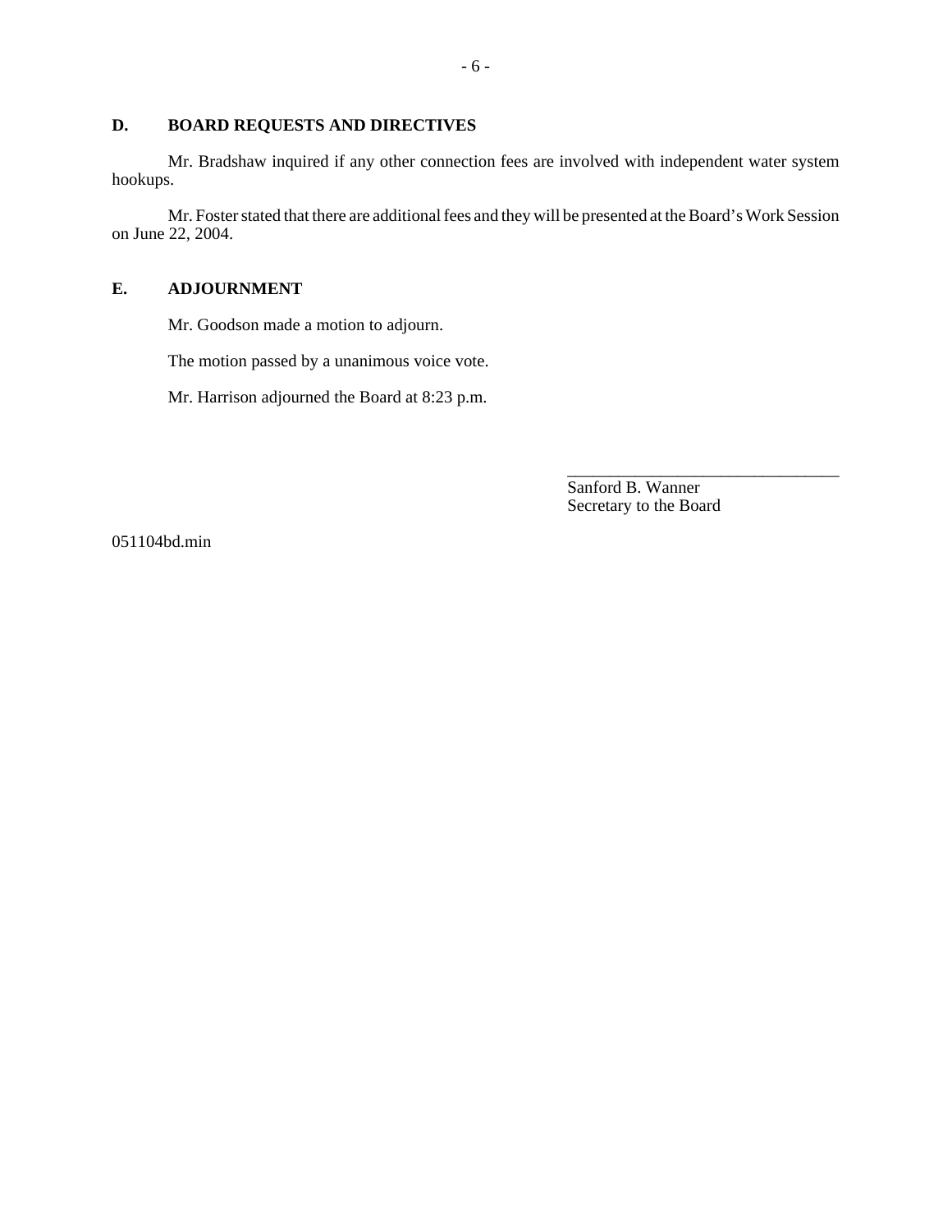## D. BOARD REQUESTS AND DIRECTIVES

Mr. Bradshaw inquired if any other connection fees are involved with independent water system hookups.

Mr. Foster stated that there are additional fees and they will be presented at the Board's Work Session on June 22, 2004.

## E. ADJOURNMENT

Mr. Goodson made a motion to adjourn.

The motion passed by a unanimous voice vote.

Mr. Harrison adjourned the Board at 8:23 p.m.

\_\_\_\_\_\_\_\_\_\_\_\_\_\_\_\_\_\_\_\_\_\_\_\_\_\_\_\_\_\_\_\_
Sanford B. Wanner
Secretary to the Board

051104bd.min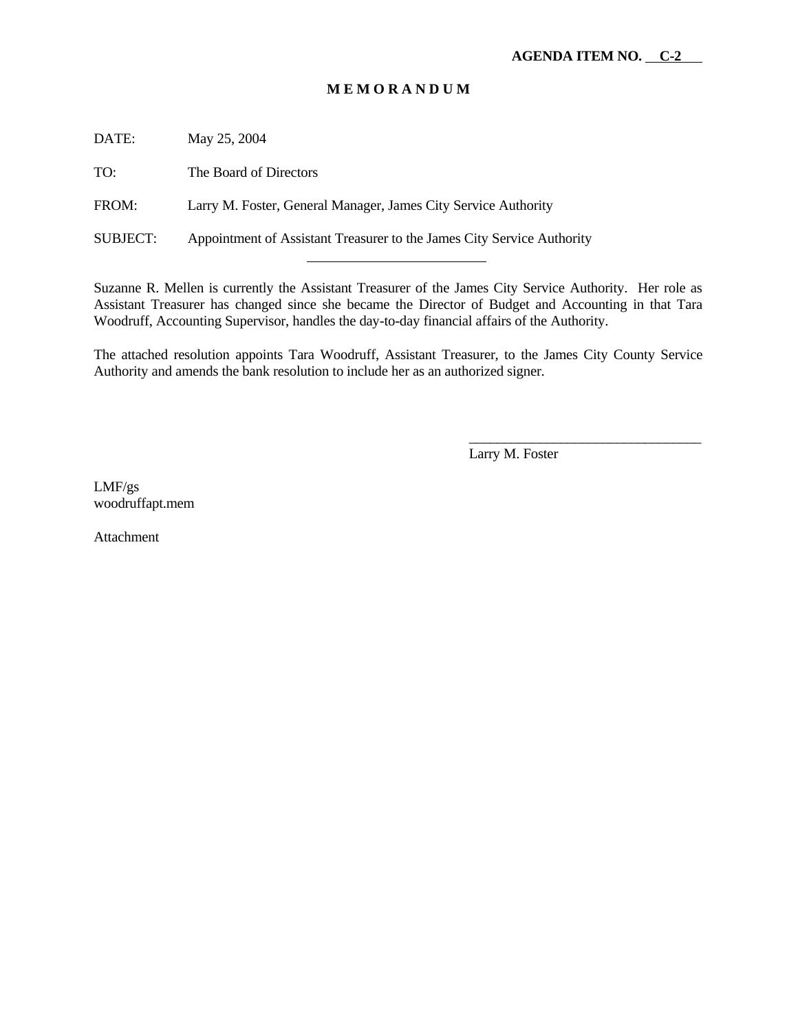**AGENDA ITEM NO. C-2**

**M E M O R A N D U M**

DATE: May 25, 2004

TO: The Board of Directors

FROM: Larry M. Foster, General Manager, James City Service Authority

SUBJECT: Appointment of Assistant Treasurer to the James City Service Authority

---

Suzanne R. Mellen is currently the Assistant Treasurer of the James City Service Authority. Her role as Assistant Treasurer has changed since she became the Director of Budget and Accounting in that Tara Woodruff, Accounting Supervisor, handles the day-to-day financial affairs of the Authority.

The attached resolution appoints Tara Woodruff, Assistant Treasurer, to the James City County Service Authority and amends the bank resolution to include her as an authorized signer.

\_\_\_\_\_\_\_\_\_\_\_\_\_\_\_\_\_\_\_\_\_\_\_\_\_\_\_\_\_\_\_\_\_\_

Larry M. Foster

LMF/gs
woodruffapt.mem

Attachment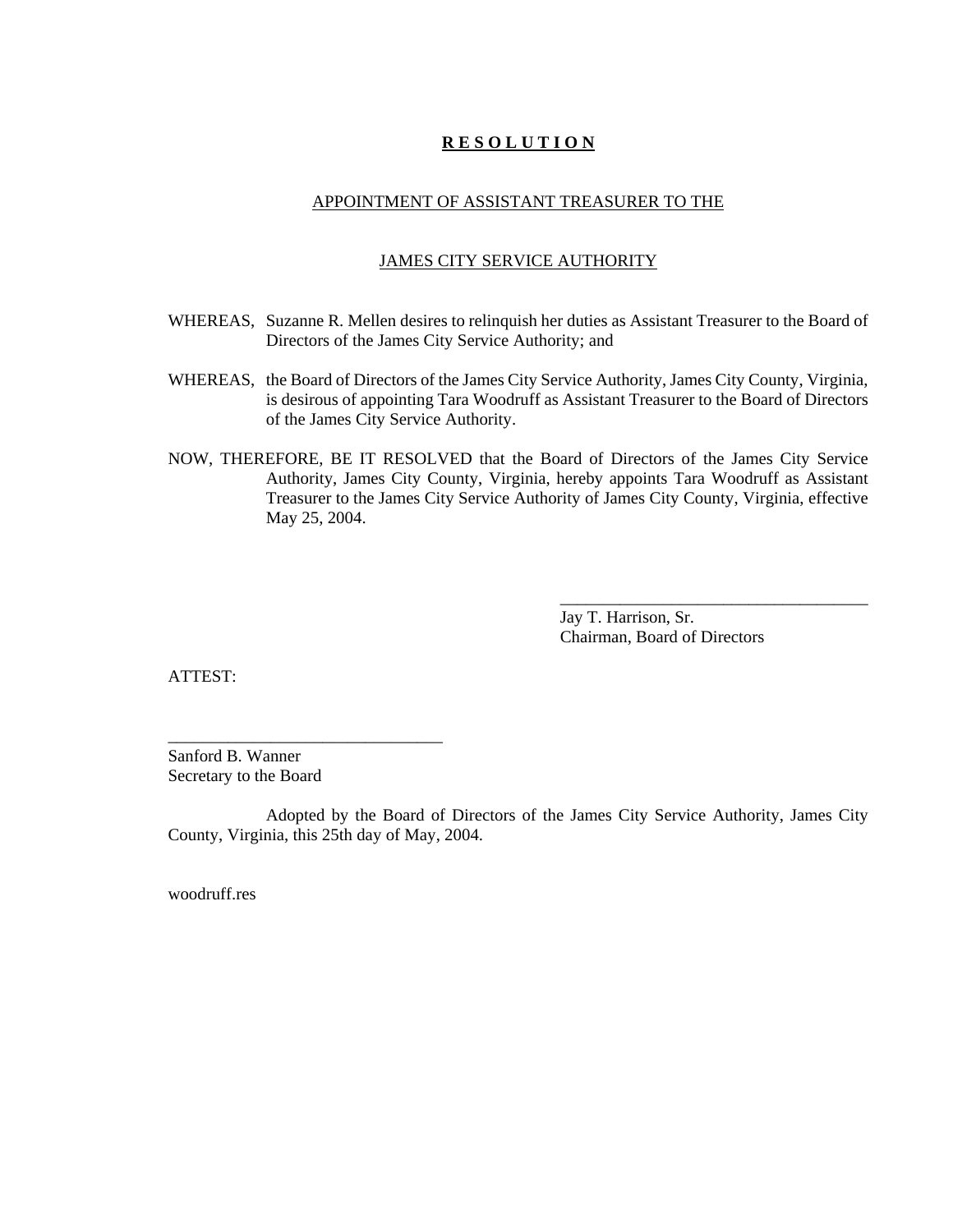# R E S O L U T I O N

## APPOINTMENT OF ASSISTANT TREASURER TO THE

## JAMES CITY SERVICE AUTHORITY

WHEREAS, Suzanne R. Mellen desires to relinquish her duties as Assistant Treasurer to the Board of Directors of the James City Service Authority; and

WHEREAS, the Board of Directors of the James City Service Authority, James City County, Virginia, is desirous of appointing Tara Woodruff as Assistant Treasurer to the Board of Directors of the James City Service Authority.

NOW, THEREFORE, BE IT RESOLVED that the Board of Directors of the James City Service Authority, James City County, Virginia, hereby appoints Tara Woodruff as Assistant Treasurer to the James City Service Authority of James City County, Virginia, effective May 25, 2004.

\_\_\_\_\_\_\_\_\_\_\_\_\_\_\_\_\_\_\_\_\_\_\_\_\_\_\_\_\_\_\_\_\_\_\_\_\_\_\_\_
Jay T. Harrison, Sr.
Chairman, Board of Directors

ATTEST:

\_\_\_\_\_\_\_\_\_\_\_\_\_\_\_\_\_\_\_\_\_\_\_\_\_\_\_\_\_\_\_\_\_\_\_\_
Sanford B. Wanner
Secretary to the Board

Adopted by the Board of Directors of the James City Service Authority, James City County, Virginia, this 25th day of May, 2004.

woodruff.res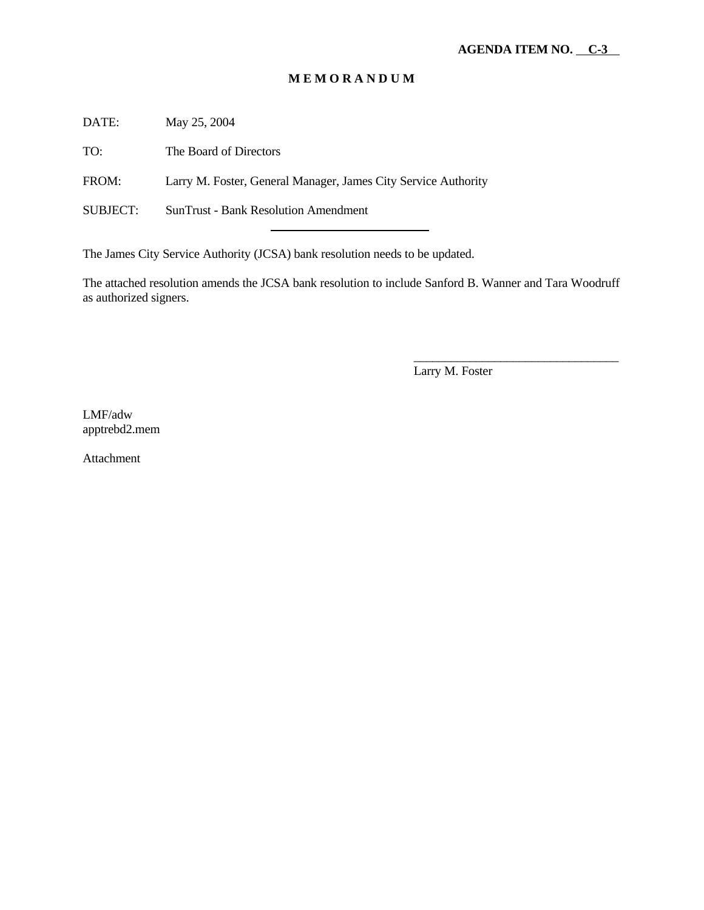**AGENDA ITEM NO. C-3**

# M E M O R A N D U M

DATE: May 25, 2004

TO: The Board of Directors

FROM: Larry M. Foster, General Manager, James City Service Authority

SUBJECT: SunTrust - Bank Resolution Amendment

---

The James City Service Authority (JCSA) bank resolution needs to be updated.

The attached resolution amends the JCSA bank resolution to include Sanford B. Wanner and Tara Woodruff as authorized signers.

\_\_\_\_\_\_\_\_\_\_\_\_\_\_\_\_\_\_\_\_\_\_\_\_\_\_\_\_\_\_\_\_\_\_

Larry M. Foster

LMF/adw
apptrebd2.mem

Attachment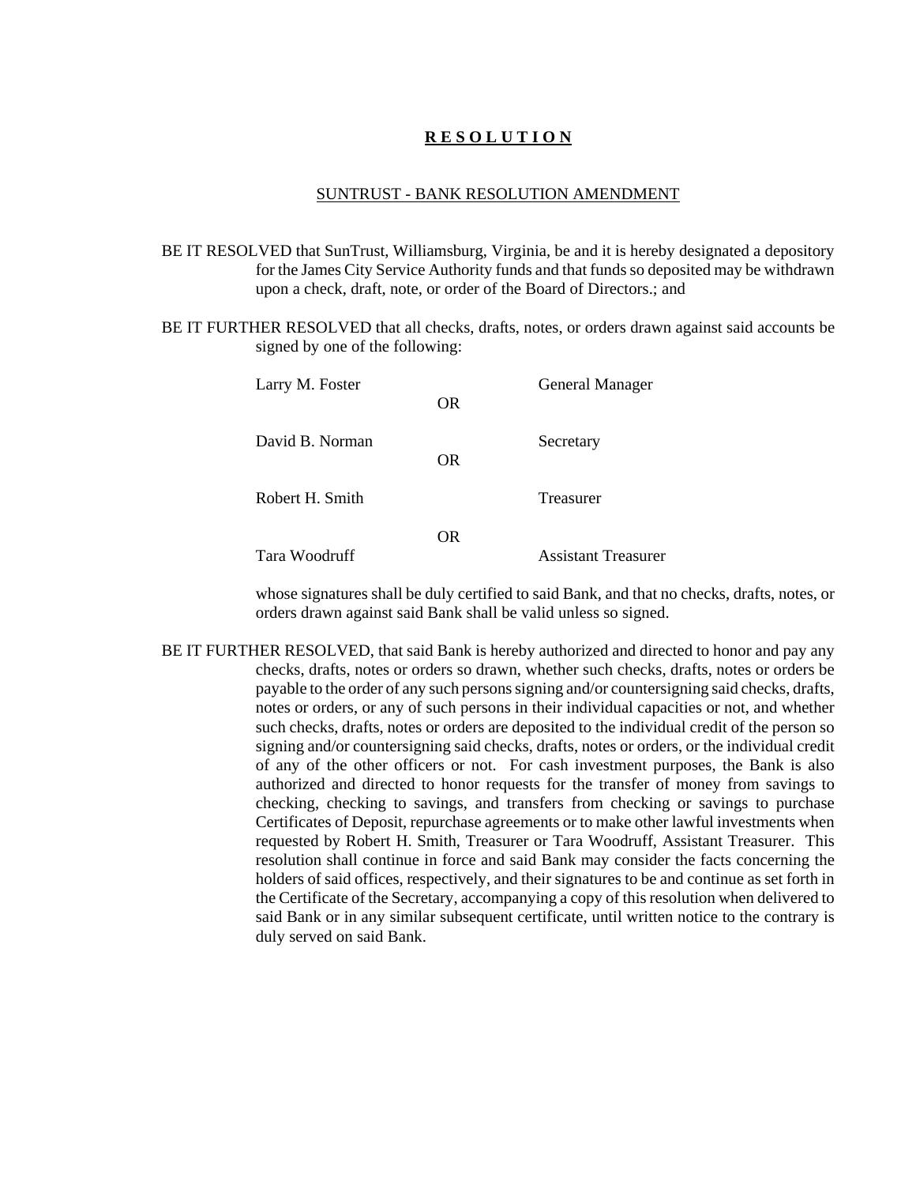# R E S O L U T I O N

## SUNTRUST - BANK RESOLUTION AMENDMENT

BE IT RESOLVED that SunTrust, Williamsburg, Virginia, be and it is hereby designated a depository for the James City Service Authority funds and that funds so deposited may be withdrawn upon a check, draft, note, or order of the Board of Directors.; and

BE IT FURTHER RESOLVED that all checks, drafts, notes, or orders drawn against said accounts be signed by one of the following:

| | | |
|---|---|---|
| Larry M. Foster | | General Manager |
| | OR | |
| David B. Norman | | Secretary |
| | OR | |
| Robert H. Smith | | Treasurer |
| | OR | |
| Tara Woodruff | | Assistant Treasurer |

whose signatures shall be duly certified to said Bank, and that no checks, drafts, notes, or orders drawn against said Bank shall be valid unless so signed.

BE IT FURTHER RESOLVED, that said Bank is hereby authorized and directed to honor and pay any checks, drafts, notes or orders so drawn, whether such checks, drafts, notes or orders be payable to the order of any such persons signing and/or countersigning said checks, drafts, notes or orders, or any of such persons in their individual capacities or not, and whether such checks, drafts, notes or orders are deposited to the individual credit of the person so signing and/or countersigning said checks, drafts, notes or orders, or the individual credit of any of the other officers or not. For cash investment purposes, the Bank is also authorized and directed to honor requests for the transfer of money from savings to checking, checking to savings, and transfers from checking or savings to purchase Certificates of Deposit, repurchase agreements or to make other lawful investments when requested by Robert H. Smith, Treasurer or Tara Woodruff, Assistant Treasurer. This resolution shall continue in force and said Bank may consider the facts concerning the holders of said offices, respectively, and their signatures to be and continue as set forth in the Certificate of the Secretary, accompanying a copy of this resolution when delivered to said Bank or in any similar subsequent certificate, until written notice to the contrary is duly served on said Bank.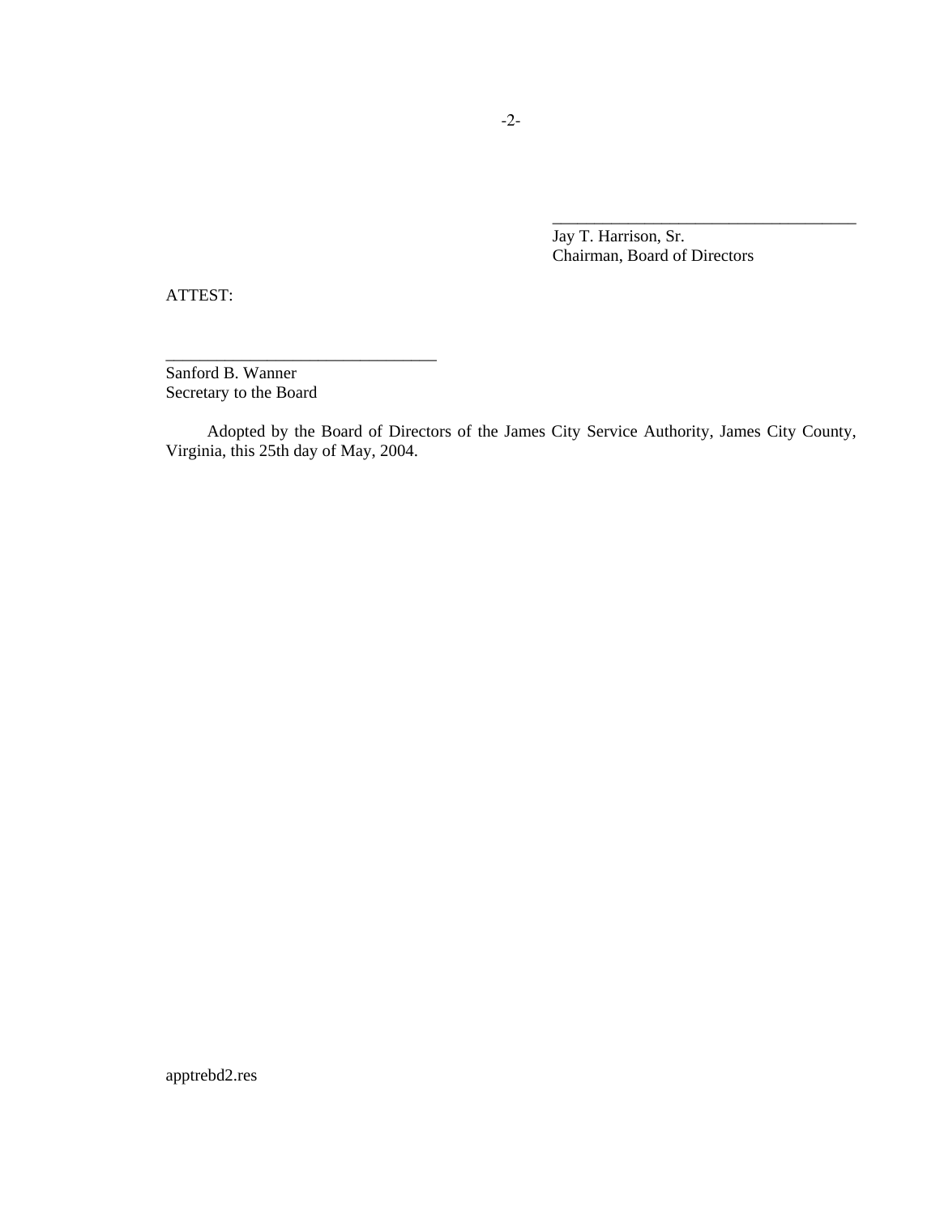\_\_\_\_\_\_\_\_\_\_\_\_\_\_\_\_\_\_\_\_\_\_\_\_\_\_\_\_\_\_\_\_\_\_\_\_\_\_

Jay T. Harrison, Sr.
Chairman, Board of Directors

ATTEST:

\_\_\_\_\_\_\_\_\_\_\_\_\_\_\_\_\_\_\_\_\_\_\_\_\_\_\_\_\_\_\_\_\_\_\_

Sanford B. Wanner
Secretary to the Board

Adopted by the Board of Directors of the James City Service Authority, James City County, Virginia, this 25th day of May, 2004.

apptrebd2.res